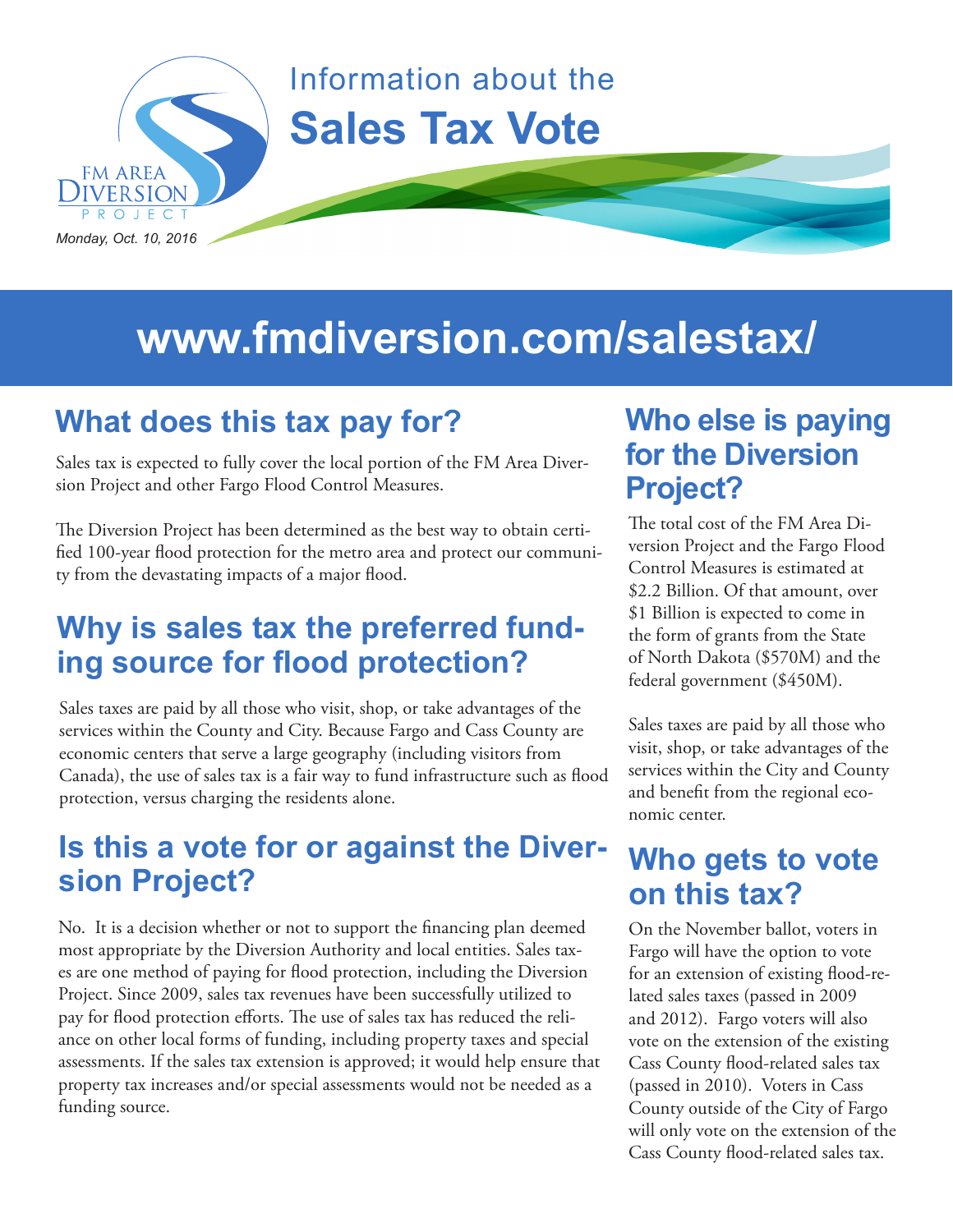FM AREA DIVERSION PROJECT

# Information about the Sales Tax Vote

*Monday, Oct. 10, 2016*

## www.fmdiversion.com/salestax/

## What does this tax pay for?

Sales tax is expected to fully cover the local portion of the FM Area Diversion Project and other Fargo Flood Control Measures.

The Diversion Project has been determined as the best way to obtain certified 100-year flood protection for the metro area and protect our community from the devastating impacts of a major flood.

## Why is sales tax the preferred funding source for flood protection?

Sales taxes are paid by all those who visit, shop, or take advantages of the services within the County and City. Because Fargo and Cass County are economic centers that serve a large geography (including visitors from Canada), the use of sales tax is a fair way to fund infrastructure such as flood protection, versus charging the residents alone.

## Is this a vote for or against the Diversion Project?

No. It is a decision whether or not to support the financing plan deemed most appropriate by the Diversion Authority and local entities. Sales taxes are one method of paying for flood protection, including the Diversion Project. Since 2009, sales tax revenues have been successfully utilized to pay for flood protection efforts. The use of sales tax has reduced the reliance on other local forms of funding, including property taxes and special assessments. If the sales tax extension is approved; it would help ensure that property tax increases and/or special assessments would not be needed as a funding source.

## Who else is paying for the Diversion Project?

The total cost of the FM Area Diversion Project and the Fargo Flood Control Measures is estimated at $2.2 Billion. Of that amount, over $1 Billion is expected to come in the form of grants from the State of North Dakota ($570M) and the federal government ($450M).

Sales taxes are paid by all those who visit, shop, or take advantages of the services within the City and County and benefit from the regional economic center.

## Who gets to vote on this tax?

On the November ballot, voters in Fargo will have the option to vote for an extension of existing flood-related sales taxes (passed in 2009 and 2012). Fargo voters will also vote on the extension of the existing Cass County flood-related sales tax (passed in 2010). Voters in Cass County outside of the City of Fargo will only vote on the extension of the Cass County flood-related sales tax.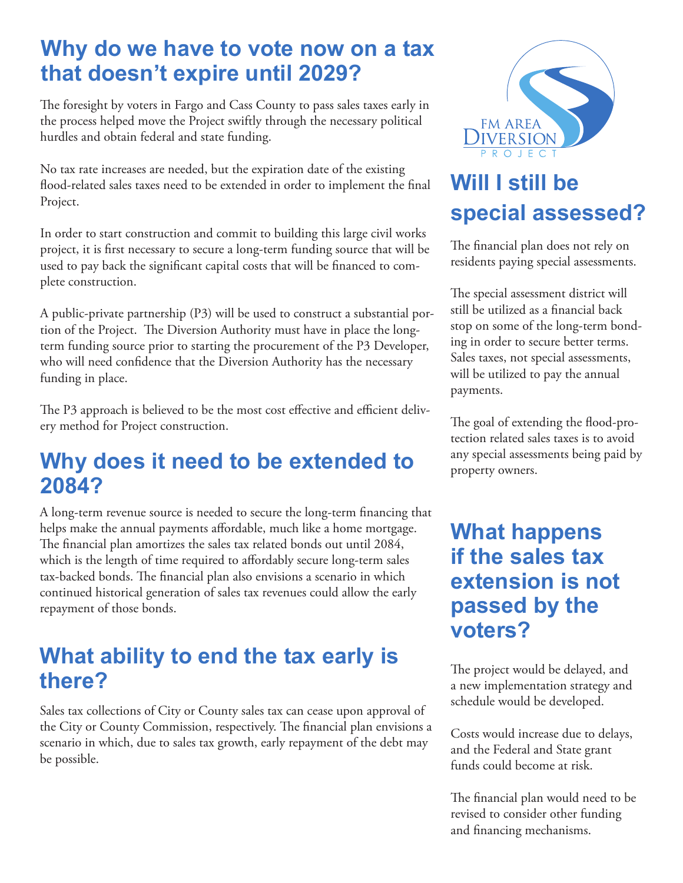## Why do we have to vote now on a tax that doesn't expire until 2029?

The foresight by voters in Fargo and Cass County to pass sales taxes early in the process helped move the Project swiftly through the necessary political hurdles and obtain federal and state funding.

No tax rate increases are needed, but the expiration date of the existing flood-related sales taxes need to be extended in order to implement the final Project.

In order to start construction and commit to building this large civil works project, it is first necessary to secure a long-term funding source that will be used to pay back the significant capital costs that will be financed to complete construction.

A public-private partnership (P3) will be used to construct a substantial portion of the Project. The Diversion Authority must have in place the long-term funding source prior to starting the procurement of the P3 Developer, who will need confidence that the Diversion Authority has the necessary funding in place.

The P3 approach is believed to be the most cost effective and efficient delivery method for Project construction.

## Why does it need to be extended to 2084?

A long-term revenue source is needed to secure the long-term financing that helps make the annual payments affordable, much like a home mortgage. The financial plan amortizes the sales tax related bonds out until 2084, which is the length of time required to affordably secure long-term sales tax-backed bonds. The financial plan also envisions a scenario in which continued historical generation of sales tax revenues could allow the early repayment of those bonds.

## What ability to end the tax early is there?

Sales tax collections of City or County sales tax can cease upon approval of the City or County Commission, respectively. The financial plan envisions a scenario in which, due to sales tax growth, early repayment of the debt may be possible.

FM AREA DIVERSION PROJECT

## Will I still be special assessed?

The financial plan does not rely on residents paying special assessments.

The special assessment district will still be utilized as a financial back stop on some of the long-term bonding in order to secure better terms. Sales taxes, not special assessments, will be utilized to pay the annual payments.

The goal of extending the flood-protection related sales taxes is to avoid any special assessments being paid by property owners.

## What happens if the sales tax extension is not passed by the voters?

The project would be delayed, and a new implementation strategy and schedule would be developed.

Costs would increase due to delays, and the Federal and State grant funds could become at risk.

The financial plan would need to be revised to consider other funding and financing mechanisms.